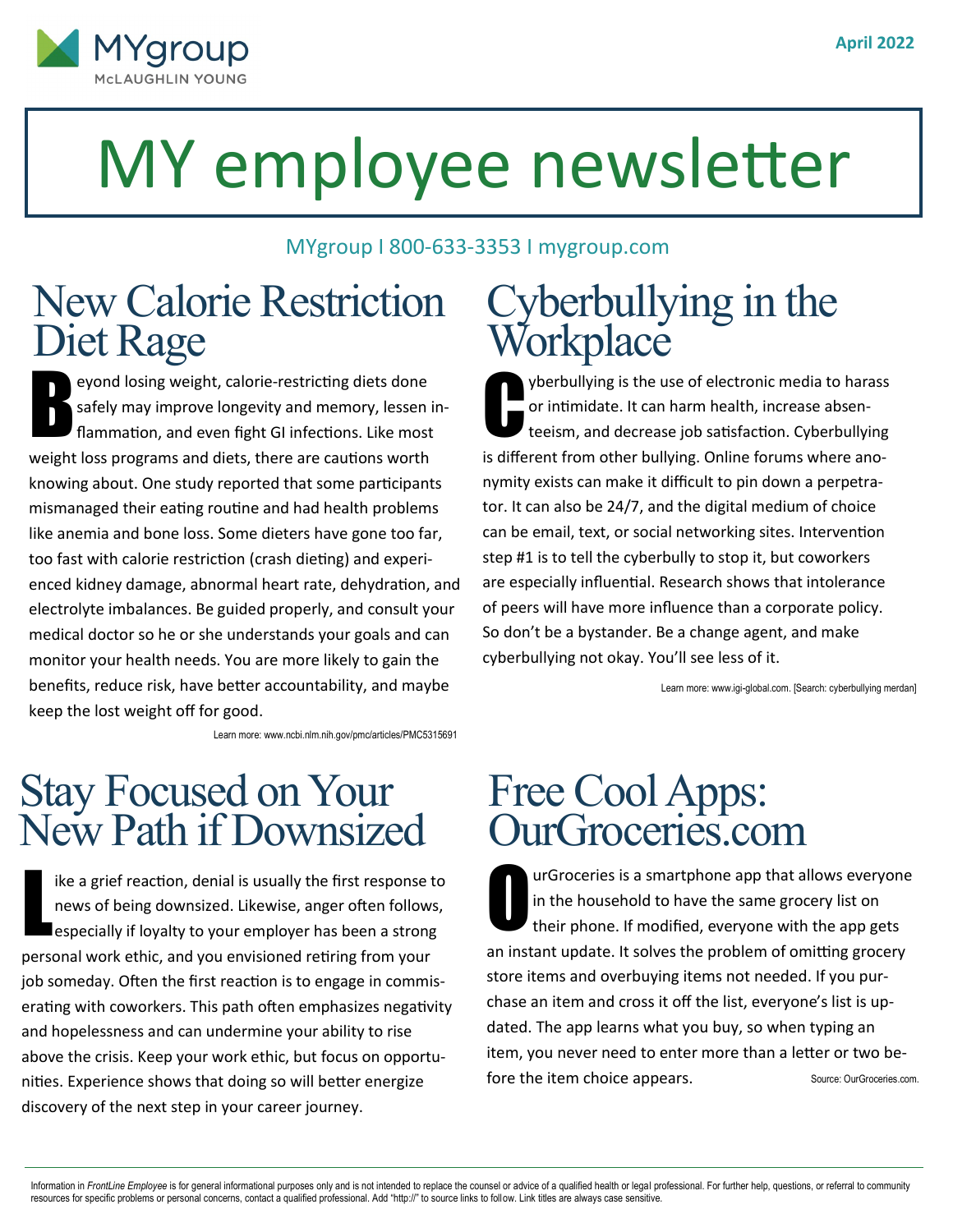MYgroup
McLAUGHLIN YOUNG

April 2022

# MY employee newsletter

MYgroup I 800-633-3353 I mygroup.com

## New Calorie Restriction Diet Rage

Beyond losing weight, calorie-restricting diets done safely may improve longevity and memory, lessen inflammation, and even fight GI infections. Like most weight loss programs and diets, there are cautions worth knowing about. One study reported that some participants mismanaged their eating routine and had health problems like anemia and bone loss. Some dieters have gone too far, too fast with calorie restriction (crash dieting) and experienced kidney damage, abnormal heart rate, dehydration, and electrolyte imbalances. Be guided properly, and consult your medical doctor so he or she understands your goals and can monitor your health needs. You are more likely to gain the benefits, reduce risk, have better accountability, and maybe keep the lost weight off for good.

Learn more: www.ncbi.nlm.nih.gov/pmc/articles/PMC5315691

## Cyberbullying in the Workplace

Cyberbullying is the use of electronic media to harass or intimidate. It can harm health, increase absenteeism, and decrease job satisfaction. Cyberbullying is different from other bullying. Online forums where anonymity exists can make it difficult to pin down a perpetrator. It can also be 24/7, and the digital medium of choice can be email, text, or social networking sites. Intervention step #1 is to tell the cyberbully to stop it, but coworkers are especially influential. Research shows that intolerance of peers will have more influence than a corporate policy. So don't be a bystander. Be a change agent, and make cyberbullying not okay. You'll see less of it.

Learn more: www.igi-global.com. [Search: cyberbullying merdan]

## Stay Focused on Your New Path if Downsized

Like a grief reaction, denial is usually the first response to news of being downsized. Likewise, anger often follows, especially if loyalty to your employer has been a strong personal work ethic, and you envisioned retiring from your job someday. Often the first reaction is to engage in commiserating with coworkers. This path often emphasizes negativity and hopelessness and can undermine your ability to rise above the crisis. Keep your work ethic, but focus on opportunities. Experience shows that doing so will better energize discovery of the next step in your career journey.

## Free Cool Apps: OurGroceries.com

OurGroceries is a smartphone app that allows everyone in the household to have the same grocery list on their phone. If modified, everyone with the app gets an instant update. It solves the problem of omitting grocery store items and overbuying items not needed. If you purchase an item and cross it off the list, everyone's list is updated. The app learns what you buy, so when typing an item, you never need to enter more than a letter or two before the item choice appears.

Source: OurGroceries.com.

Information in *FrontLine Employee* is for general informational purposes only and is not intended to replace the counsel or advice of a qualified health or legal professional. For further help, questions, or referral to community resources for specific problems or personal concerns, contact a qualified professional. Add "http://" to source links to follow. Link titles are always case sensitive.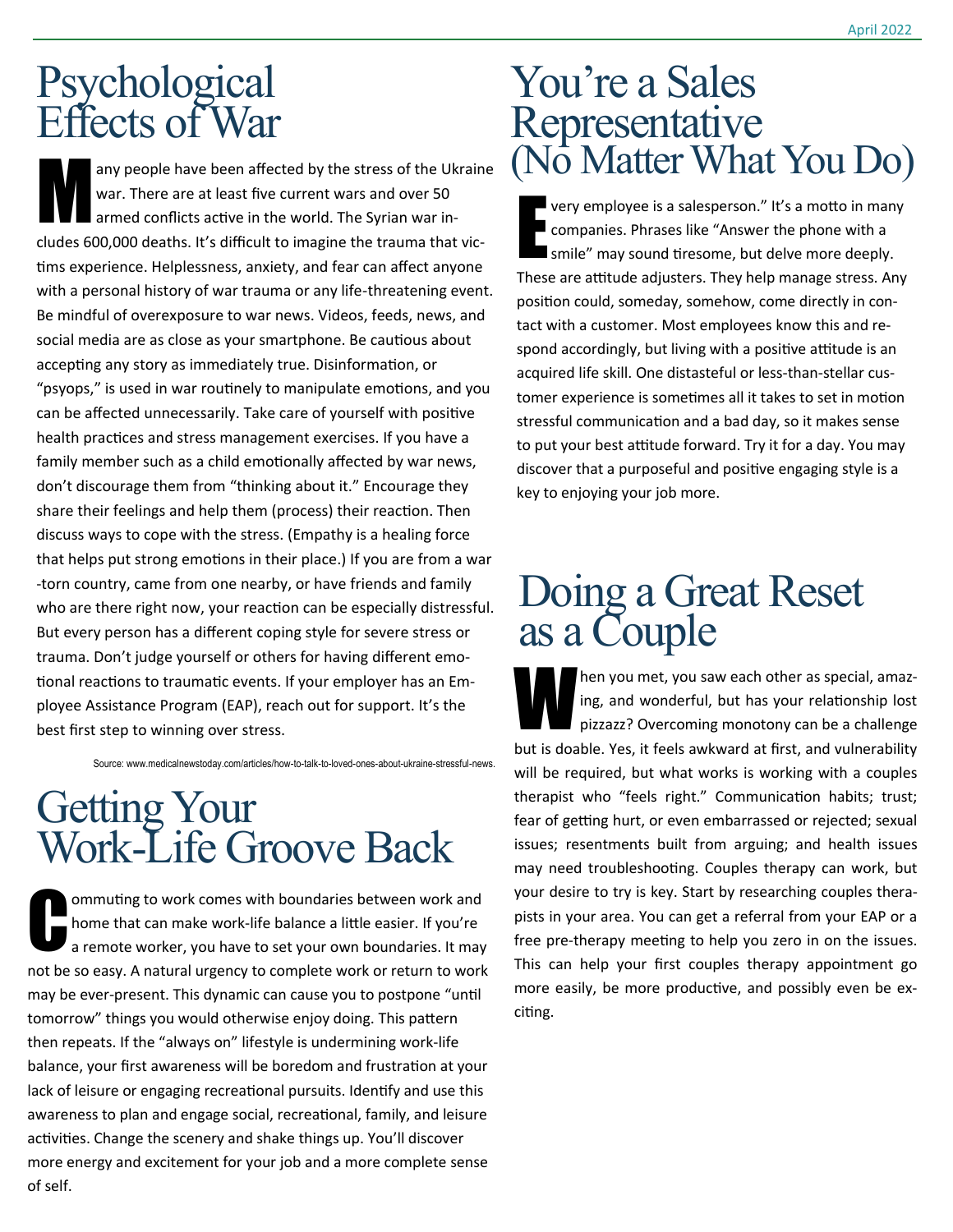# Psychological Effects of War

Many people have been affected by the stress of the Ukraine war. There are at least five current wars and over 50 armed conflicts active in the world. The Syrian war includes 600,000 deaths. It's difficult to imagine the trauma that victims experience. Helplessness, anxiety, and fear can affect anyone with a personal history of war trauma or any life-threatening event. Be mindful of overexposure to war news. Videos, feeds, news, and social media are as close as your smartphone. Be cautious about accepting any story as immediately true. Disinformation, or "psyops," is used in war routinely to manipulate emotions, and you can be affected unnecessarily. Take care of yourself with positive health practices and stress management exercises. If you have a family member such as a child emotionally affected by war news, don't discourage them from "thinking about it." Encourage they share their feelings and help them (process) their reaction. Then discuss ways to cope with the stress. (Empathy is a healing force that helps put strong emotions in their place.) If you are from a war-torn country, came from one nearby, or have friends and family who are there right now, your reaction can be especially distressful. But every person has a different coping style for severe stress or trauma. Don't judge yourself or others for having different emotional reactions to traumatic events. If your employer has an Employee Assistance Program (EAP), reach out for support. It's the best first step to winning over stress.

Source: www.medicalnewstoday.com/articles/how-to-talk-to-loved-ones-about-ukraine-stressful-news.

# Getting Your Work-Life Groove Back

Commuting to work comes with boundaries between work and home that can make work-life balance a little easier. If you're a remote worker, you have to set your own boundaries. It may not be so easy. A natural urgency to complete work or return to work may be ever-present. This dynamic can cause you to postpone "until tomorrow" things you would otherwise enjoy doing. This pattern then repeats. If the "always on" lifestyle is undermining work-life balance, your first awareness will be boredom and frustration at your lack of leisure or engaging recreational pursuits. Identify and use this awareness to plan and engage social, recreational, family, and leisure activities. Change the scenery and shake things up. You'll discover more energy and excitement for your job and a more complete sense of self.

# You're a Sales Representative (No Matter What You Do)

Every employee is a salesperson." It's a motto in many companies. Phrases like "Answer the phone with a smile" may sound tiresome, but delve more deeply. These are attitude adjusters. They help manage stress. Any position could, someday, somehow, come directly in contact with a customer. Most employees know this and respond accordingly, but living with a positive attitude is an acquired life skill. One distasteful or less-than-stellar customer experience is sometimes all it takes to set in motion stressful communication and a bad day, so it makes sense to put your best attitude forward. Try it for a day. You may discover that a purposeful and positive engaging style is a key to enjoying your job more.

# Doing a Great Reset as a Couple

When you met, you saw each other as special, amazing, and wonderful, but has your relationship lost pizzazz? Overcoming monotony can be a challenge but is doable. Yes, it feels awkward at first, and vulnerability will be required, but what works is working with a couples therapist who "feels right." Communication habits; trust; fear of getting hurt, or even embarrassed or rejected; sexual issues; resentments built from arguing; and health issues may need troubleshooting. Couples therapy can work, but your desire to try is key. Start by researching couples therapists in your area. You can get a referral from your EAP or a free pre-therapy meeting to help you zero in on the issues. This can help your first couples therapy appointment go more easily, be more productive, and possibly even be exciting.